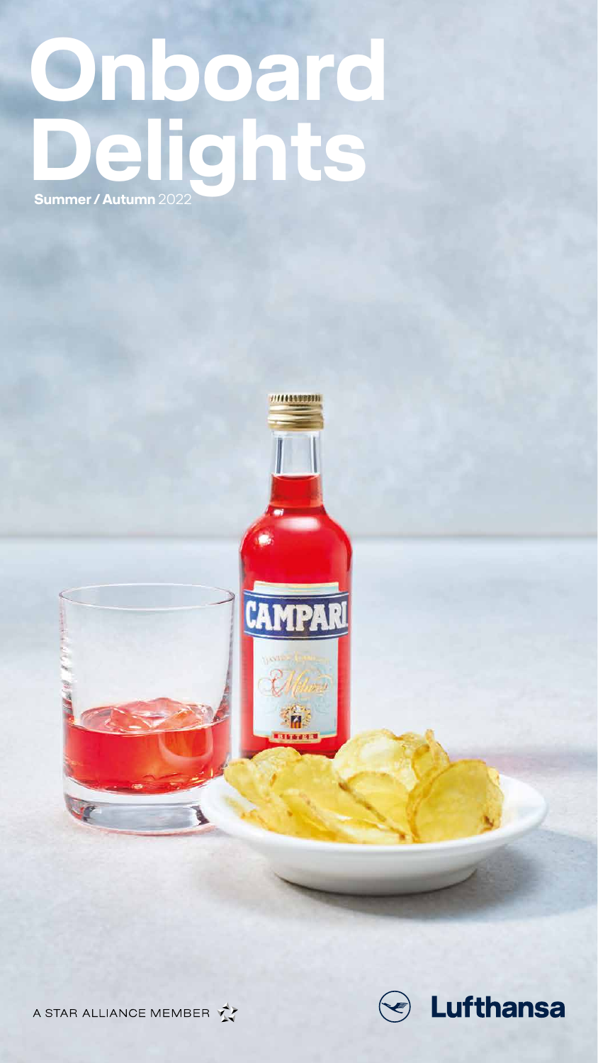# Onboard Delights

**Summer / Autumn** 2022

A STAR ALLIANCE MEMBER

Lufthansa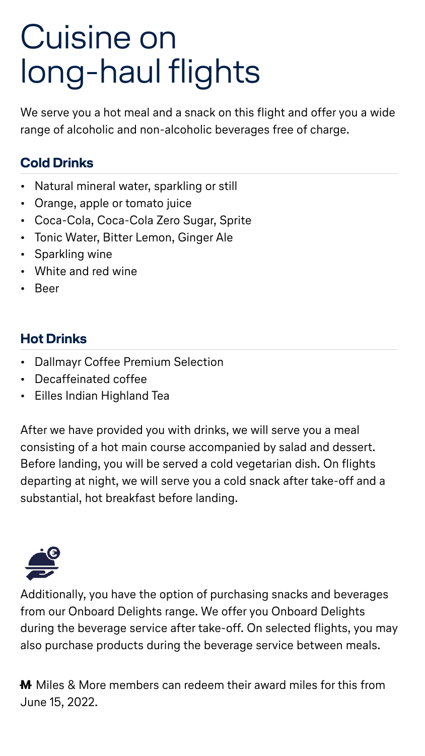# Cuisine on long-haul flights

We serve you a hot meal and a snack on this flight and offer you a wide range of alcoholic and non-alcoholic beverages free of charge.

### Cold Drinks

- Natural mineral water, sparkling or still
- Orange, apple or tomato juice
- Coca-Cola, Coca-Cola Zero Sugar, Sprite
- Tonic Water, Bitter Lemon, Ginger Ale
- Sparkling wine
- White and red wine
- Beer

### Hot Drinks

- Dallmayr Coffee Premium Selection
- Decaffeinated coffee
- Eilles Indian Highland Tea

After we have provided you with drinks, we will serve you a meal consisting of a hot main course accompanied by salad and dessert. Before landing, you will be served a cold vegetarian dish. On flights departing at night, we will serve you a cold snack after take-off and a substantial, hot breakfast before landing.

Additionally, you have the option of purchasing snacks and beverages from our Onboard Delights range. We offer you Onboard Delights during the beverage service after take-off. On selected flights, you may also purchase products during the beverage service between meals.

M Miles & More members can redeem their award miles for this from June 15, 2022.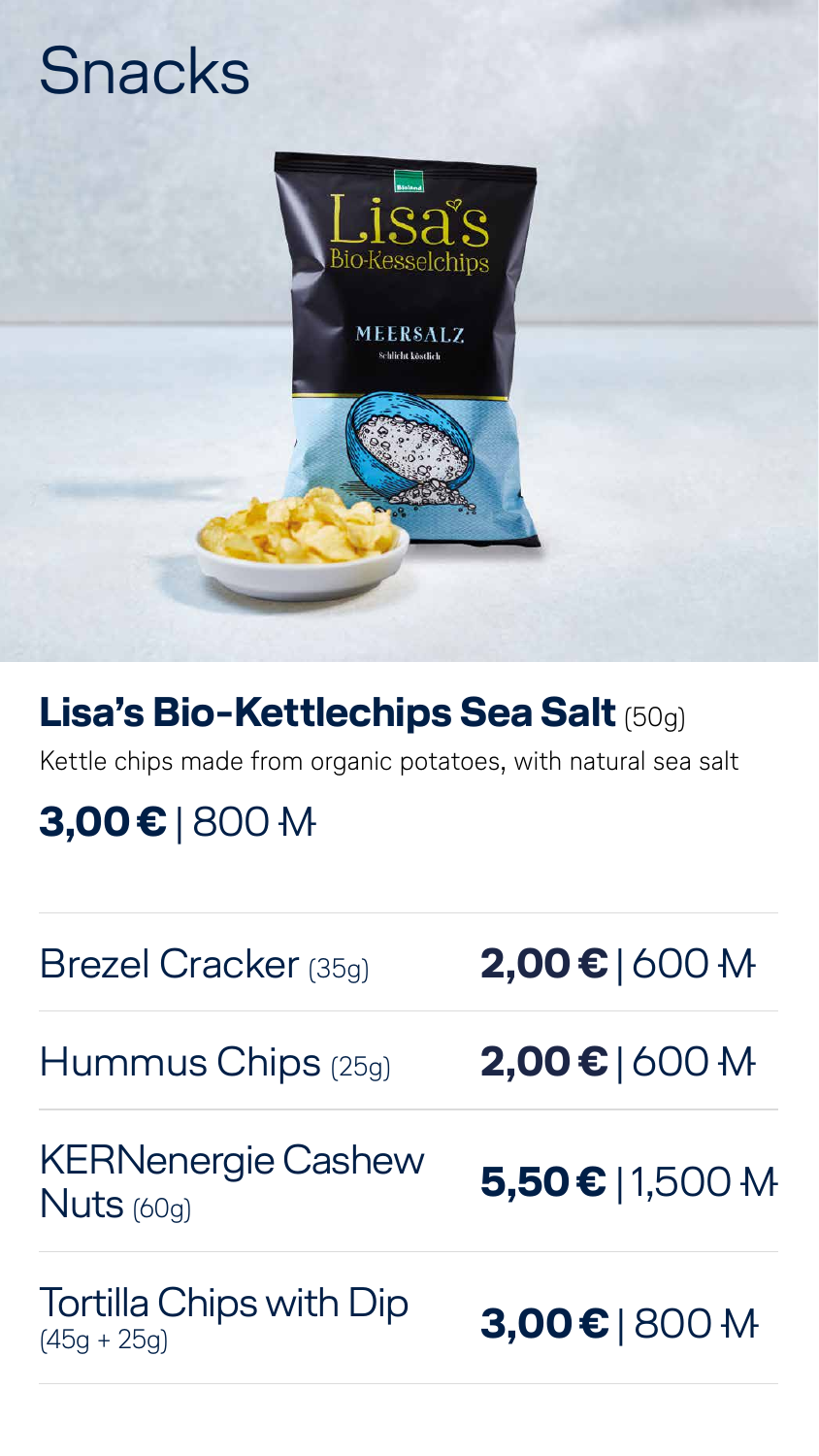# Snacks

## Lisa's Bio-Kettlechips Sea Salt (50g)

Kettle chips made from organic potatoes, with natural sea salt

**3,00 €** | 800 M

| Item | Price |
| --- | --- |
| Brezel Cracker (35g) | **2,00 €** \| 600 M |
| Hummus Chips (25g) | **2,00 €** \| 600 M |
| KERNenergie Cashew Nuts (60g) | **5,50 €** \| 1,500 M |
| Tortilla Chips with Dip (45g + 25g) | **3,00 €** \| 800 M |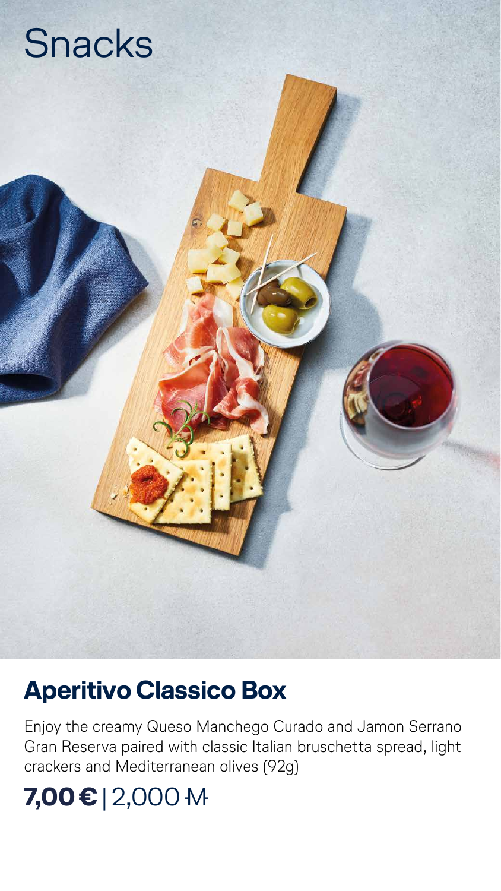# Snacks

## Aperitivo Classico Box

Enjoy the creamy Queso Manchego Curado and Jamon Serrano Gran Reserva paired with classic Italian bruschetta spread, light crackers and Mediterranean olives (92g)

**7,00 €** | 2,000 M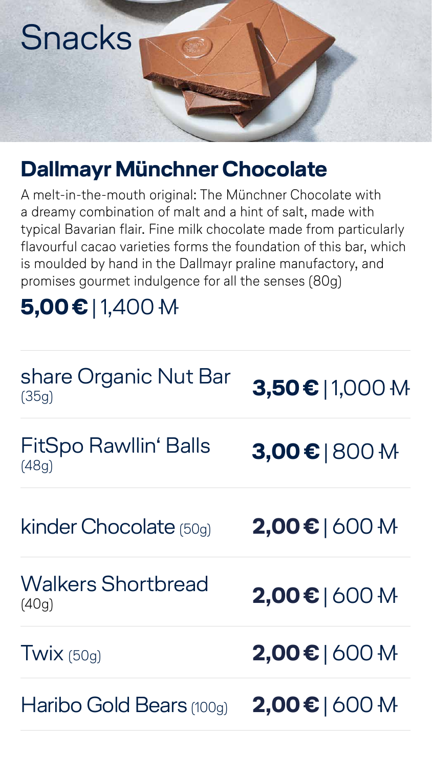# Snacks

## Dallmayr Münchner Chocolate

A melt-in-the-mouth original: The Münchner Chocolate with a dreamy combination of malt and a hint of salt, made with typical Bavarian flair. Fine milk chocolate made from particularly flavourful cacao varieties forms the foundation of this bar, which is moulded by hand in the Dallmayr praline manufactory, and promises gourmet indulgence for all the senses (80g)

**5,00 €** | 1,400 ₼

| Item | Price |
|---|---|
| share Organic Nut Bar (35g) | **3,50 €** \| 1,000 ₼ |
| FitSpo Rawllin‘ Balls (48g) | **3,00 €** \| 800 ₼ |
| kinder Chocolate (50g) | **2,00 €** \| 600 ₼ |
| Walkers Shortbread (40g) | **2,00 €** \| 600 ₼ |
| Twix (50g) | **2,00 €** \| 600 ₼ |
| Haribo Gold Bears (100g) | **2,00 €** \| 600 ₼ |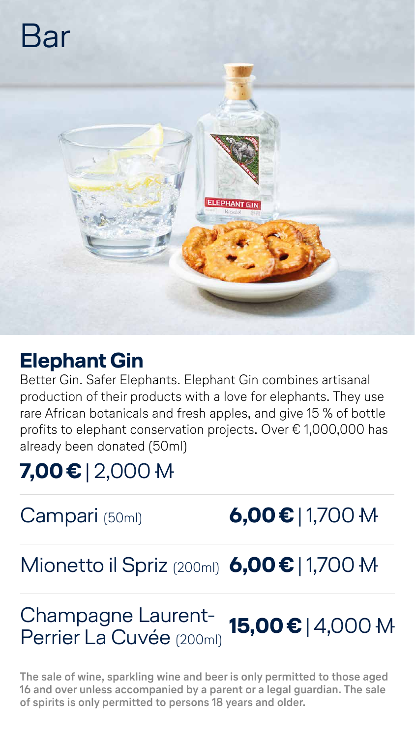# Bar

## Elephant Gin

Better Gin. Safer Elephants. Elephant Gin combines artisanal production of their products with a love for elephants. They use rare African botanicals and fresh apples, and give 15 % of bottle profits to elephant conservation projects. Over € 1,000,000 has already been donated (50ml)

**7,00 €** | 2,000 Ⱡ

---

Campari (50ml) **6,00 €** | 1,700 Ⱡ

---

Mionetto il Spriz (200ml) **6,00 €** | 1,700 Ⱡ

---

Champagne Laurent-Perrier La Cuvée (200ml) **15,00 €** | 4,000 Ⱡ

---

**The sale of wine, sparkling wine and beer is only permitted to those aged 16 and over unless accompanied by a parent or a legal guardian. The sale of spirits is only permitted to persons 18 years and older.**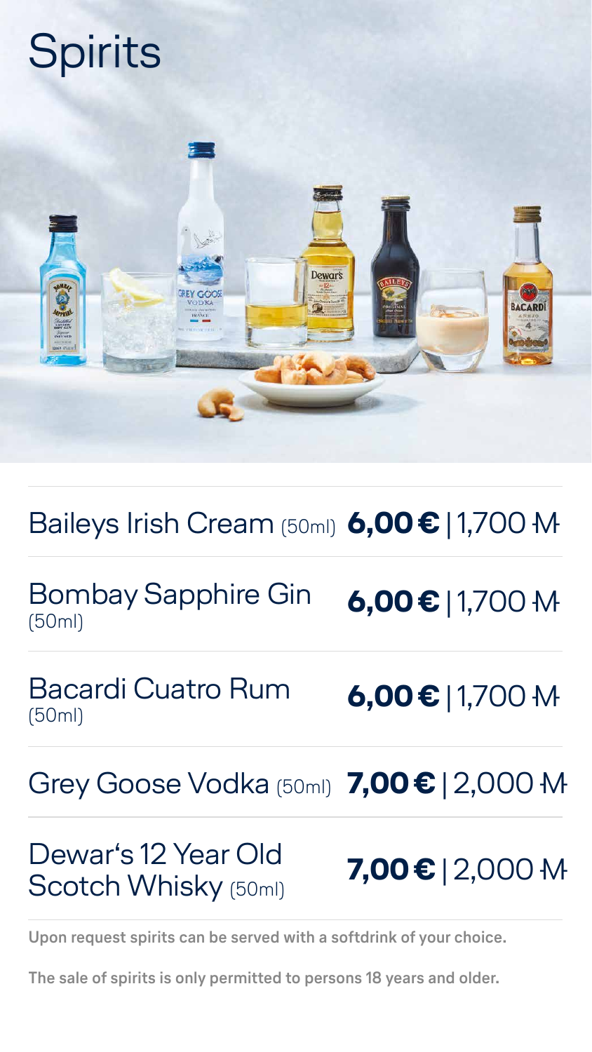# Spirits

| Item | Price |
| --- | --- |
| Baileys Irish Cream (50ml) | **6,00 €** \| 1,700 ₼ |
| Bombay Sapphire Gin (50ml) | **6,00 €** \| 1,700 ₼ |
| Bacardi Cuatro Rum (50ml) | **6,00 €** \| 1,700 ₼ |
| Grey Goose Vodka (50ml) | **7,00 €** \| 2,000 ₼ |
| Dewar's 12 Year Old Scotch Whisky (50ml) | **7,00 €** \| 2,000 ₼ |

**Upon request spirits can be served with a softdrink of your choice.**

**The sale of spirits is only permitted to persons 18 years and older.**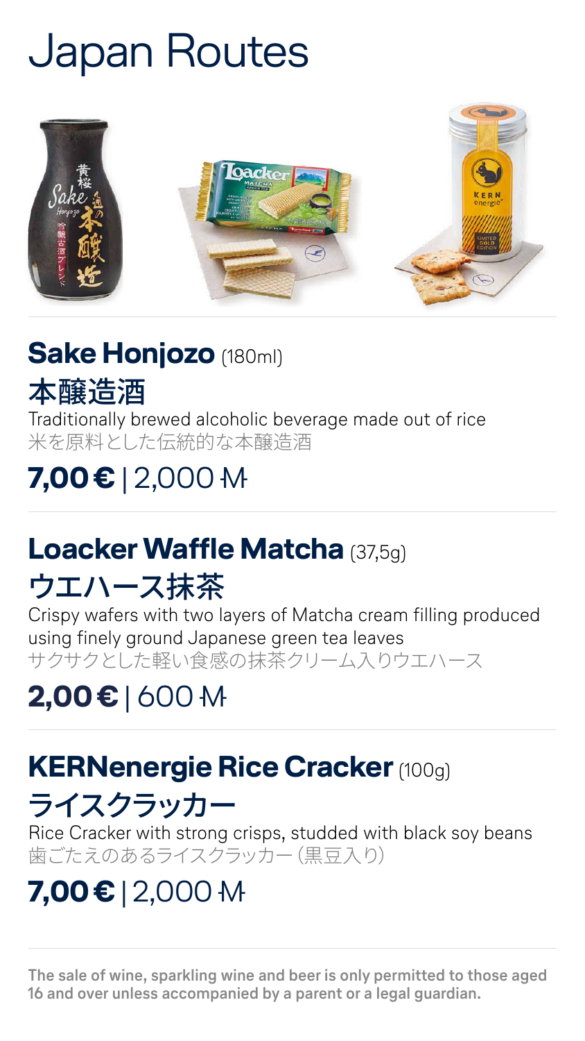# Japan Routes

## **Sake Honjozo** (180ml)

## 本醸造酒

Traditionally brewed alcoholic beverage made out of rice

米を原料とした伝統的な本醸造酒

**7,00 €** | 2,000 M

---

## **Loacker Waffle Matcha** (37,5g)

## ウエハース抹茶

Crispy wafers with two layers of Matcha cream filling produced using finely ground Japanese green tea leaves

サクサクとした軽い食感の抹茶クリーム入りウエハース

**2,00 €** | 600 M

---

## **KERNenergie Rice Cracker** (100g)

## ライスクラッカー

Rice Cracker with strong crisps, studded with black soy beans

歯ごたえのあるライスクラッカー（黒豆入り）

**7,00 €** | 2,000 M

---

**The sale of wine, sparkling wine and beer is only permitted to those aged 16 and over unless accompanied by a parent or a legal guardian.**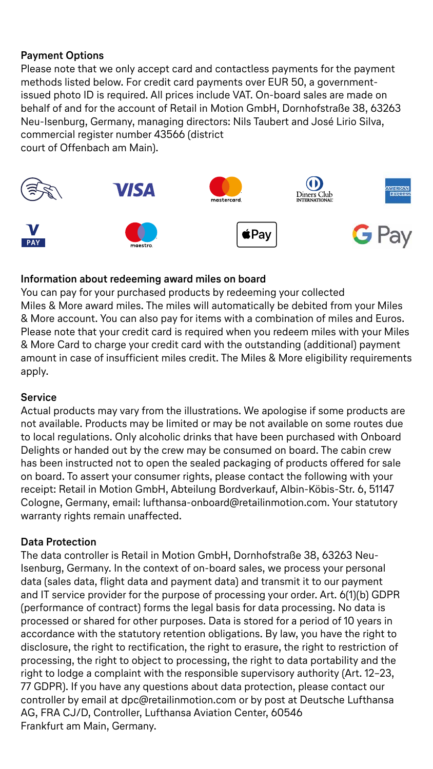**Payment Options**

Please note that we only accept card and contactless payments for the payment methods listed below. For credit card payments over EUR 50, a government-issued photo ID is required. All prices include VAT. On-board sales are made on behalf of and for the account of Retail in Motion GmbH, Dornhofstraße 38, 63263 Neu-Isenburg, Germany, managing directors: Nils Taubert and José Lirio Silva, commercial register number 43566 (district court of Offenbach am Main).

**Information about redeeming award miles on board**

You can pay for your purchased products by redeeming your collected Miles & More award miles. The miles will automatically be debited from your Miles & More account. You can also pay for items with a combination of miles and Euros. Please note that your credit card is required when you redeem miles with your Miles & More Card to charge your credit card with the outstanding (additional) payment amount in case of insufficient miles credit. The Miles & More eligibility requirements apply.

**Service**

Actual products may vary from the illustrations. We apologise if some products are not available. Products may be limited or may be not available on some routes due to local regulations. Only alcoholic drinks that have been purchased with Onboard Delights or handed out by the crew may be consumed on board. The cabin crew has been instructed not to open the sealed packaging of products offered for sale on board. To assert your consumer rights, please contact the following with your receipt: Retail in Motion GmbH, Abteilung Bordverkauf, Albin-Köbis-Str. 6, 51147 Cologne, Germany, email: lufthansa-onboard@retailinmotion.com. Your statutory warranty rights remain unaffected.

**Data Protection**

The data controller is Retail in Motion GmbH, Dornhofstraße 38, 63263 Neu-Isenburg, Germany. In the context of on-board sales, we process your personal data (sales data, flight data and payment data) and transmit it to our payment and IT service provider for the purpose of processing your order. Art. 6(1)(b) GDPR (performance of contract) forms the legal basis for data processing. No data is processed or shared for other purposes. Data is stored for a period of 10 years in accordance with the statutory retention obligations. By law, you have the right to disclosure, the right to rectification, the right to erasure, the right to restriction of processing, the right to object to processing, the right to data portability and the right to lodge a complaint with the responsible supervisory authority (Art. 12–23, 77 GDPR). If you have any questions about data protection, please contact our controller by email at dpc@retailinmotion.com or by post at Deutsche Lufthansa AG, FRA CJ/D, Controller, Lufthansa Aviation Center, 60546 Frankfurt am Main, Germany.